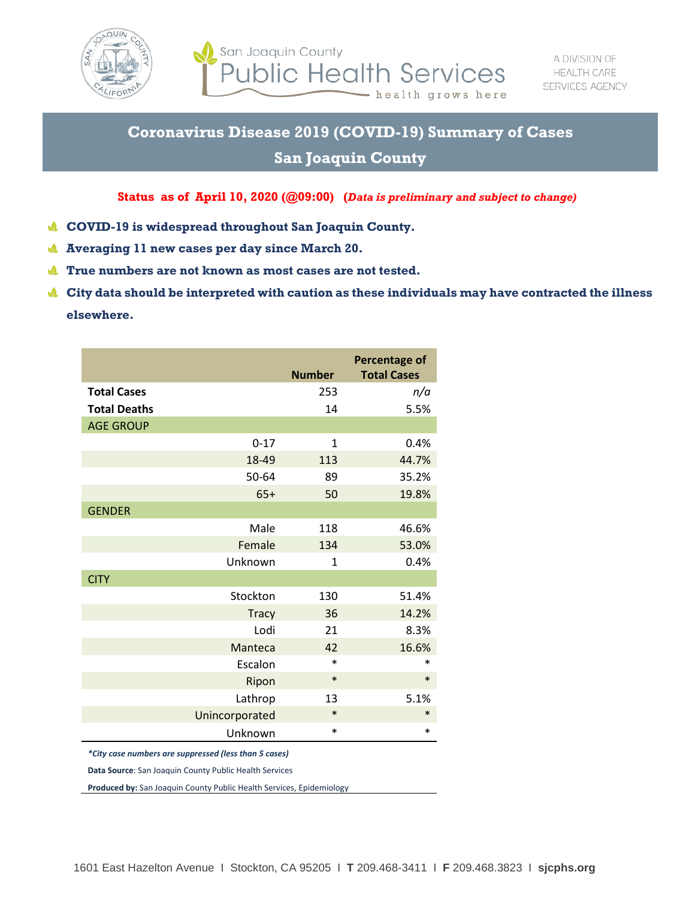San Joaquin County Public Health Services — health grows here

A DIVISION OF HEALTH CARE SERVICES AGENCY

# Coronavirus Disease 2019 (COVID-19) Summary of Cases

## San Joaquin County

**Status as of April 10, 2020 (@09:00)** ***(Data is preliminary and subject to change)***

- **COVID-19 is widespread throughout San Joaquin County.**
- **Averaging 11 new cases per day since March 20.**
- **True numbers are not known as most cases are not tested.**
- **City data should be interpreted with caution as these individuals may have contracted the illness elsewhere.**

| | | Number | Percentage of Total Cases |
|---|---|---|---|
| **Total Cases** | | 253 | *n/a* |
| **Total Deaths** | | 14 | 5.5% |
| AGE GROUP | | | |
| | 0-17 | 1 | 0.4% |
| | 18-49 | 113 | 44.7% |
| | 50-64 | 89 | 35.2% |
| | 65+ | 50 | 19.8% |
| GENDER | | | |
| | Male | 118 | 46.6% |
| | Female | 134 | 53.0% |
| | Unknown | 1 | 0.4% |
| CITY | | | |
| | Stockton | 130 | 51.4% |
| | Tracy | 36 | 14.2% |
| | Lodi | 21 | 8.3% |
| | Manteca | 42 | 16.6% |
| | Escalon | * | * |
| | Ripon | * | * |
| | Lathrop | 13 | 5.1% |
| | Unincorporated | * | * |
| | Unknown | * | * |

***City case numbers are suppressed (less than 5 cases)**

**Data Source**: San Joaquin County Public Health Services

**Produced by:** San Joaquin County Public Health Services, Epidemiology

1601 East Hazelton Avenue I Stockton, CA 95205 I **T** 209.468-3411 I **F** 209.468.3823 I **sjcphs.org**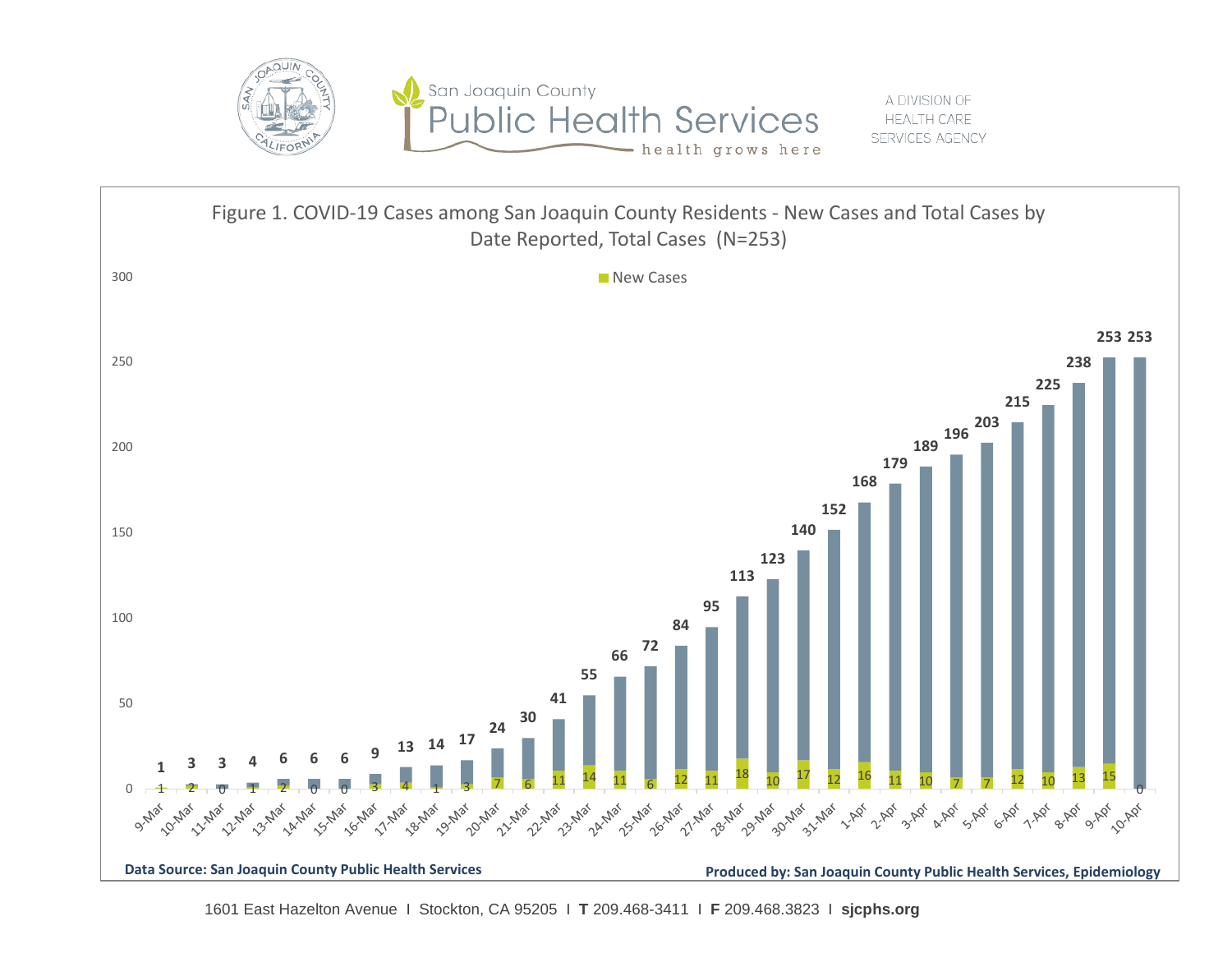San Joaquin County

Public Health Services

health grows here

A DIVISION OF HEALTH CARE SERVICES AGENCY

## Figure 1. COVID-19 Cases among San Joaquin County Residents - New Cases and Total Cases by Date Reported, Total Cases (N=253)

| Date | New Cases | Total Cases |
|---|---|---|
| 9-Mar | 1 | 1 |
| 10-Mar | 2 | 3 |
| 11-Mar | 0 | 3 |
| 12-Mar | 1 | 4 |
| 13-Mar | 2 | 6 |
| 14-Mar | 0 | 6 |
| 15-Mar | 0 | 6 |
| 16-Mar | 3 | 9 |
| 17-Mar | 4 | 13 |
| 18-Mar | 1 | 14 |
| 19-Mar | 3 | 17 |
| 20-Mar | 7 | 24 |
| 21-Mar | 6 | 30 |
| 22-Mar | 11 | 41 |
| 23-Mar | 14 | 55 |
| 24-Mar | 11 | 66 |
| 25-Mar | 6 | 72 |
| 26-Mar | 12 | 84 |
| 27-Mar | 11 | 95 |
| 28-Mar | 18 | 113 |
| 29-Mar | 10 | 123 |
| 30-Mar | 17 | 140 |
| 31-Mar | 12 | 152 |
| 1-Apr | 16 | 168 |
| 2-Apr | 11 | 179 |
| 3-Apr | 10 | 189 |
| 4-Apr | 7 | 196 |
| 5-Apr | 7 | 203 |
| 6-Apr | 12 | 215 |
| 7-Apr | 10 | 225 |
| 8-Apr | 13 | 238 |
| 9-Apr | 15 | 253 |
| 10-Apr | 0 | 253 |

**Data Source: San Joaquin County Public Health Services**

**Produced by: San Joaquin County Public Health Services, Epidemiology**

1601 East Hazelton Avenue I Stockton, CA 95205 I **T** 209.468-3411 I **F** 209.468.3823 I **sjcphs.org**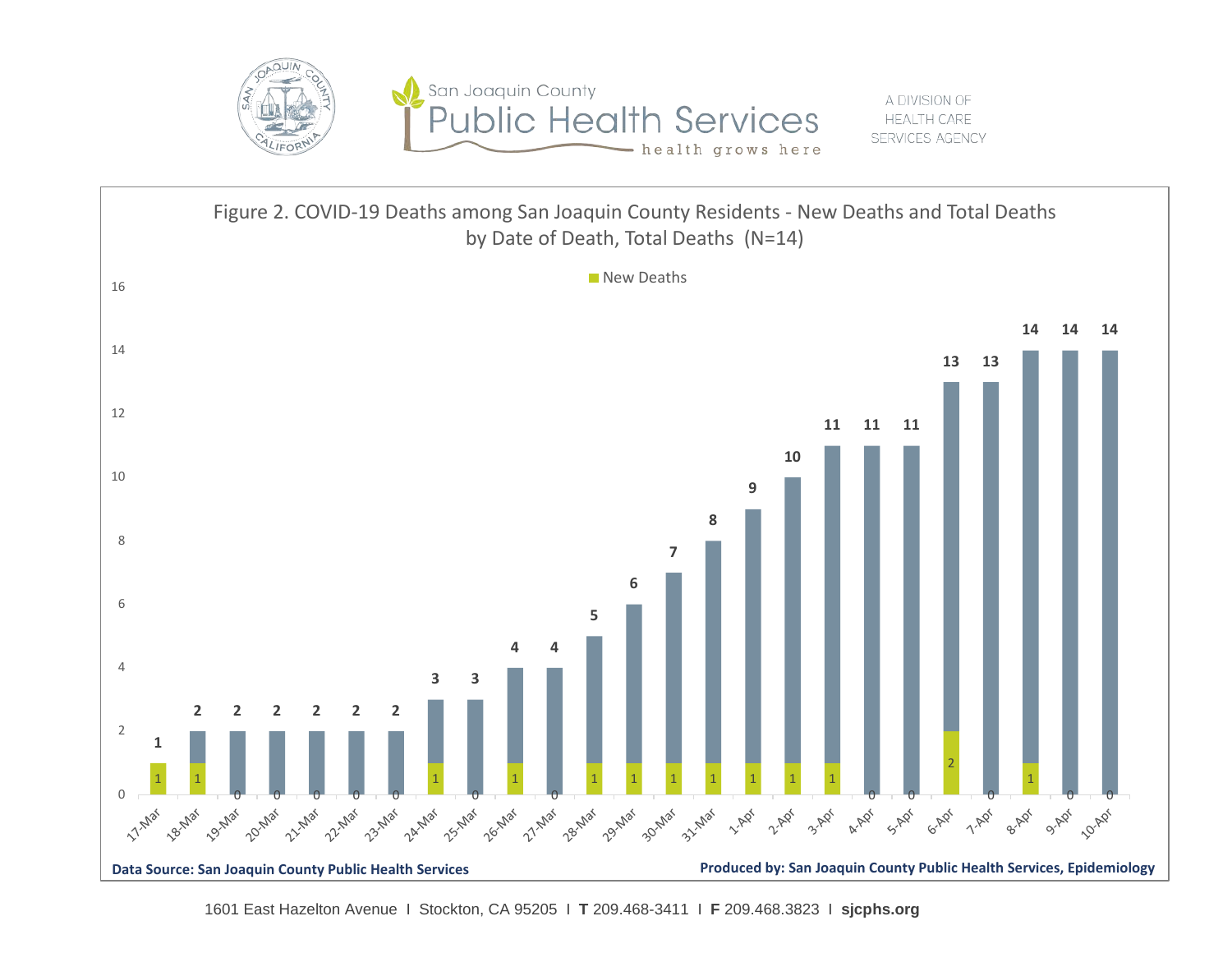San Joaquin County Public Health Services

health grows here

A DIVISION OF HEALTH CARE SERVICES AGENCY

Figure 2. COVID-19 Deaths among San Joaquin County Residents - New Deaths and Total Deaths by Date of Death, Total Deaths (N=14)

New Deaths

16
14
12
10
8
6
4
2
0

17-Mar: 1 (new deaths: 1)
18-Mar: 2 (new deaths: 1)
19-Mar: 2 (new deaths: 0)
20-Mar: 2 (new deaths: 0)
21-Mar: 2 (new deaths: 0)
22-Mar: 2 (new deaths: 0)
23-Mar: 2 (new deaths: 0)
24-Mar: 3 (new deaths: 1)
25-Mar: 3 (new deaths: 0)
26-Mar: 4 (new deaths: 1)
27-Mar: 4 (new deaths: 0)
28-Mar: 5 (new deaths: 1)
29-Mar: 6 (new deaths: 1)
30-Mar: 7 (new deaths: 1)
31-Mar: 8 (new deaths: 1)
1-Apr: 9 (new deaths: 1)
2-Apr: 10 (new deaths: 1)
3-Apr: 11 (new deaths: 1)
4-Apr: 11 (new deaths: 0)
5-Apr: 11 (new deaths: 0)
6-Apr: 13 (new deaths: 2)
7-Apr: 13 (new deaths: 0)
8-Apr: 14 (new deaths: 1)
9-Apr: 14 (new deaths: 0)
10-Apr: 14 (new deaths: 0)

**Data Source: San Joaquin County Public Health Services**

**Produced by: San Joaquin County Public Health Services, Epidemiology**

1601 East Hazelton Avenue I Stockton, CA 95205 I **T** 209.468-3411 I **F** 209.468.3823 I **sjcphs.org**